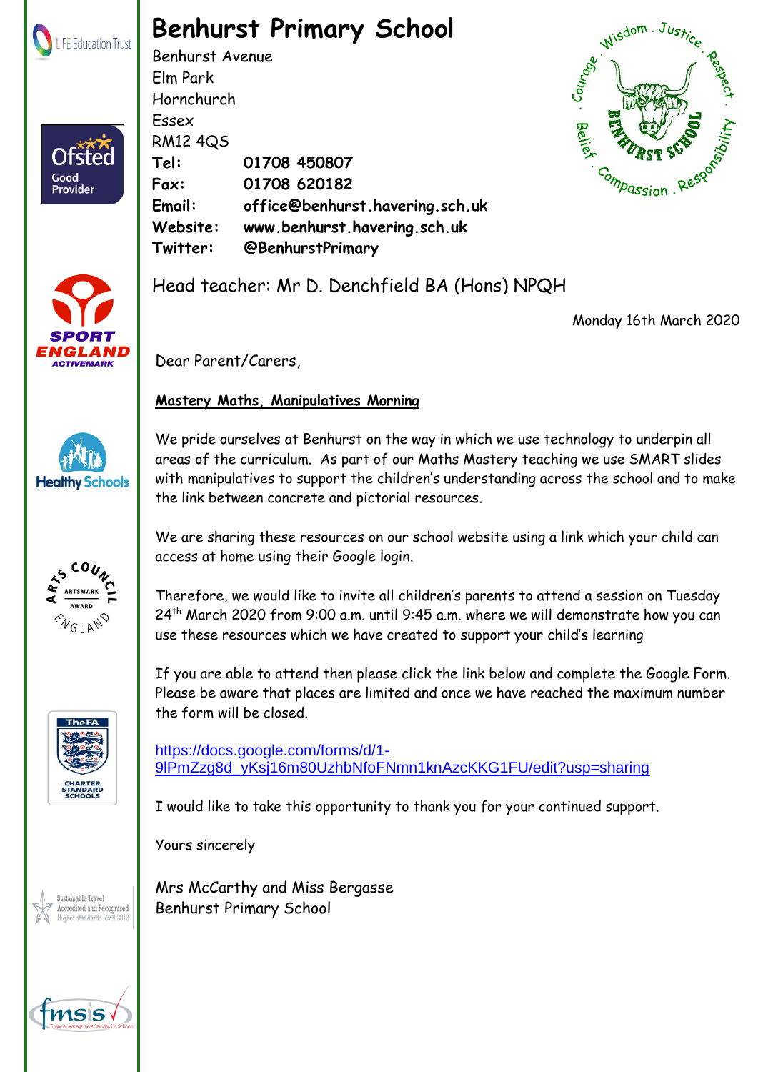# Benhurst Primary School

Benhurst Avenue
Elm Park
Hornchurch
Essex
RM12 4QS

**Tel:** 01708 450807
**Fax:** 01708 620182
**Email:** office@benhurst.havering.sch.uk
**Website:** www.benhurst.havering.sch.uk
**Twitter:** @BenhurstPrimary

Head teacher: Mr D. Denchfield BA (Hons) NPQH

Monday 16th March 2020

Dear Parent/Carers,

**Mastery Maths, Manipulatives Morning**

We pride ourselves at Benhurst on the way in which we use technology to underpin all areas of the curriculum. As part of our Maths Mastery teaching we use SMART slides with manipulatives to support the children's understanding across the school and to make the link between concrete and pictorial resources.

We are sharing these resources on our school website using a link which your child can access at home using their Google login.

Therefore, we would like to invite all children's parents to attend a session on Tuesday 24th March 2020 from 9:00 a.m. until 9:45 a.m. where we will demonstrate how you can use these resources which we have created to support your child's learning

If you are able to attend then please click the link below and complete the Google Form. Please be aware that places are limited and once we have reached the maximum number the form will be closed.

https://docs.google.com/forms/d/1-9lPmZzg8d_yKsj16m80UzhbNfoFNmn1knAzcKKG1FU/edit?usp=sharing

I would like to take this opportunity to thank you for your continued support.

Yours sincerely

Mrs McCarthy and Miss Bergasse
Benhurst Primary School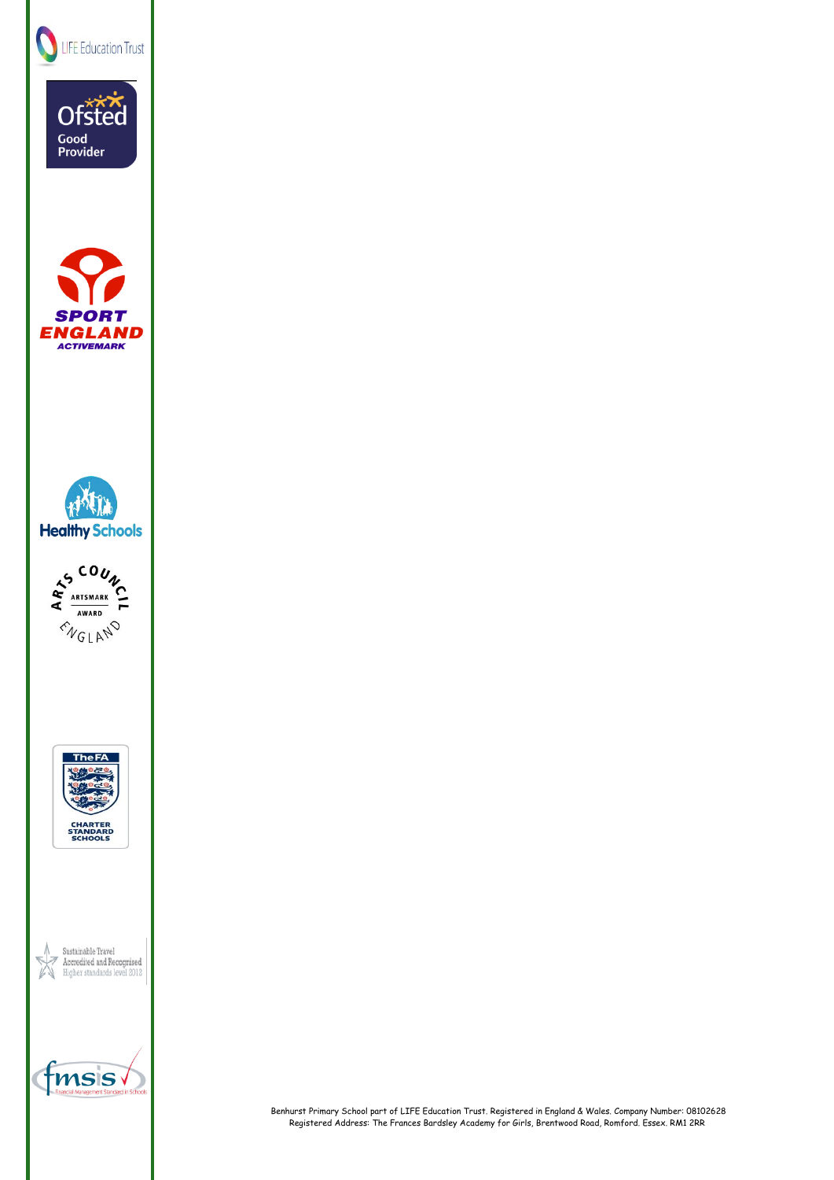Benhurst Primary School part of LIFE Education Trust. Registered in England & Wales. Company Number: 08102628
Registered Address: The Frances Bardsley Academy for Girls, Brentwood Road, Romford. Essex. RM1 2RR